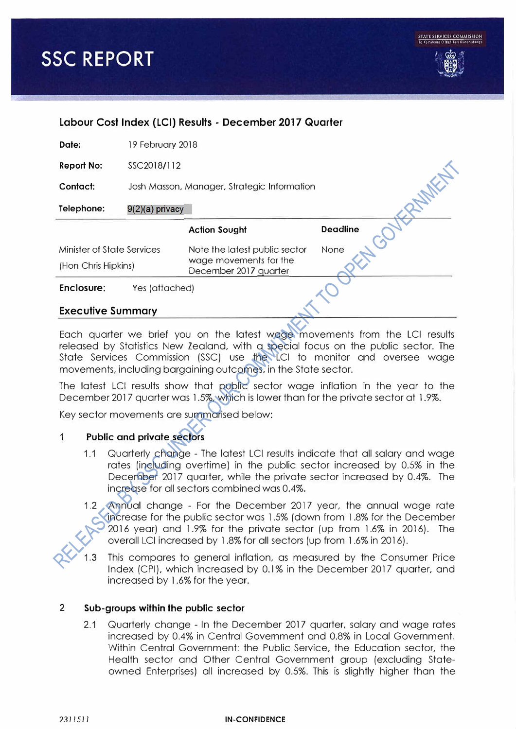# SSC REPORT

## Labour Cost Index (LCI) Results - December 2017 Quarter

**Date:** 19 February 2018

**Report No:** SSC2018/112

**Contact:** Josh Masson, Manager, Strategic Information

**Telephone:** 9(2)(a) privacy

| | Action Sought | Deadline |
|---|---|---|
| Minister of State Services (Hon Chris Hipkins) | Note the latest public sector wage movements for the December 2017 quarter | None |

**Enclosure:** Yes (attached)

## Executive Summary

Each quarter we brief you on the latest wage movements from the LCI results released by Statistics New Zealand, with a special focus on the public sector. The State Services Commission (SSC) use the LCI to monitor and oversee wage movements, including bargaining outcomes, in the State sector.

The latest LCI results show that public sector wage inflation in the year to the December 2017 quarter was 1.5%, which is lower than for the private sector at 1.9%.

Key sector movements are summarised below:

### 1 Public and private sectors

1.1 Quarterly change - The latest LCI results indicate that all salary and wage rates (including overtime) in the public sector increased by 0.5% in the December 2017 quarter, while the private sector increased by 0.4%. The increase for all sectors combined was 0.4%.

1.2 Annual change - For the December 2017 year, the annual wage rate increase for the public sector was 1.5% (down from 1.8% for the December 2016 year) and 1.9% for the private sector (up from 1.6% in 2016). The overall LCI increased by 1.8% for all sectors (up from 1.6% in 2016).

1.3 This compares to general inflation, as measured by the Consumer Price Index (CPI), which increased by 0.1% in the December 2017 quarter, and increased by 1.6% for the year.

### 2 Sub-groups within the public sector

2.1 Quarterly change - In the December 2017 quarter, salary and wage rates increased by 0.4% in Central Government and 0.8% in Local Government. Within Central Government: the Public Service, the Education sector, the Health sector and Other Central Government group (excluding State-owned Enterprises) all increased by 0.5%. This is slightly higher than the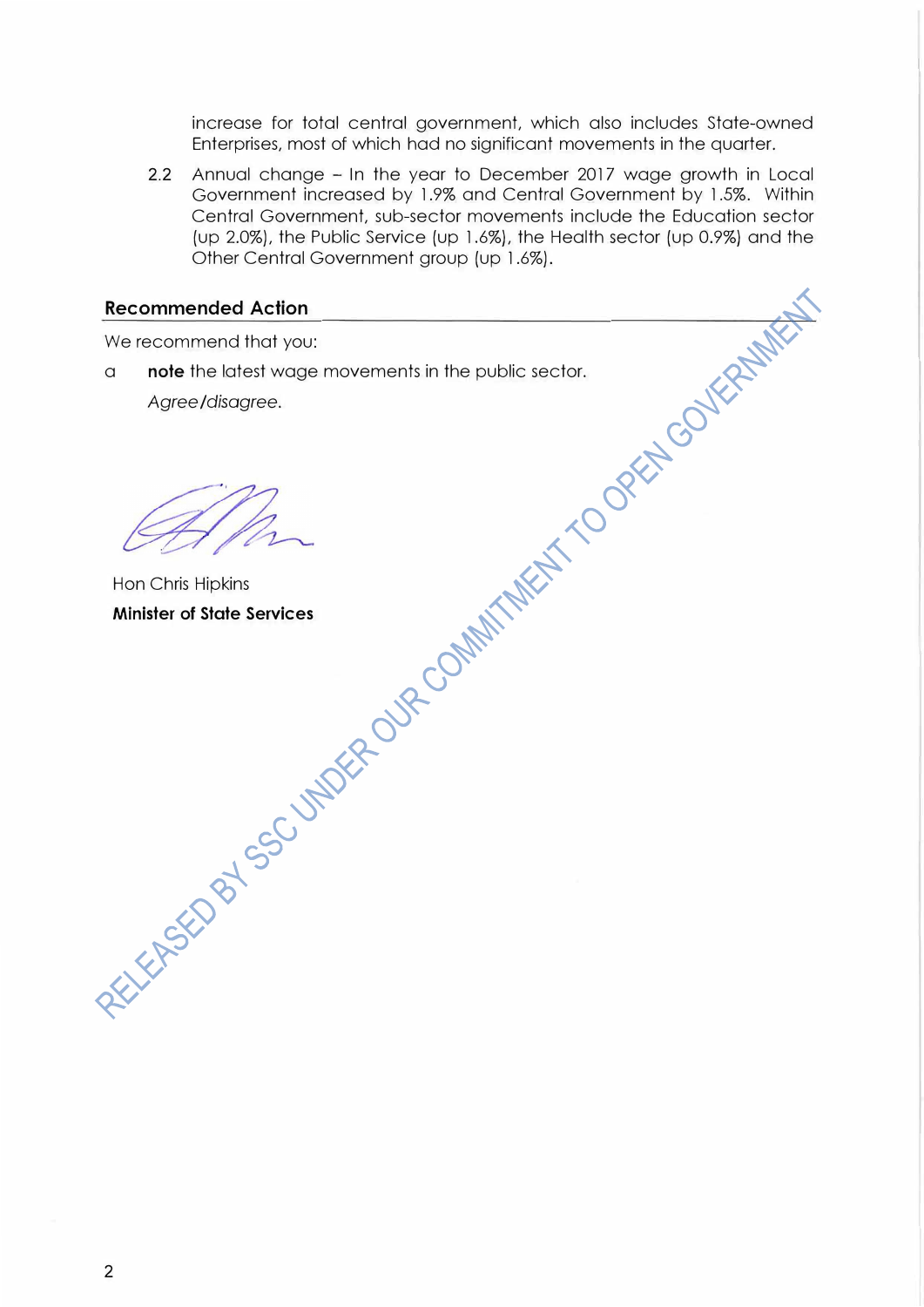increase for total central government, which also includes State-owned Enterprises, most of which had no significant movements in the quarter.

2.2 Annual change – In the year to December 2017 wage growth in Local Government increased by 1.9% and Central Government by 1.5%. Within Central Government, sub-sector movements include the Education sector (up 2.0%), the Public Service (up 1.6%), the Health sector (up 0.9%) and the Other Central Government group (up 1.6%).

## Recommended Action

We recommend that you:

a **note** the latest wage movements in the public sector.

*Agree/disagree.*

Hon Chris Hipkins

**Minister of State Services**

RELEASED BY SSC UNDER OUR COMMITMENT TO OPEN GOVERNMENT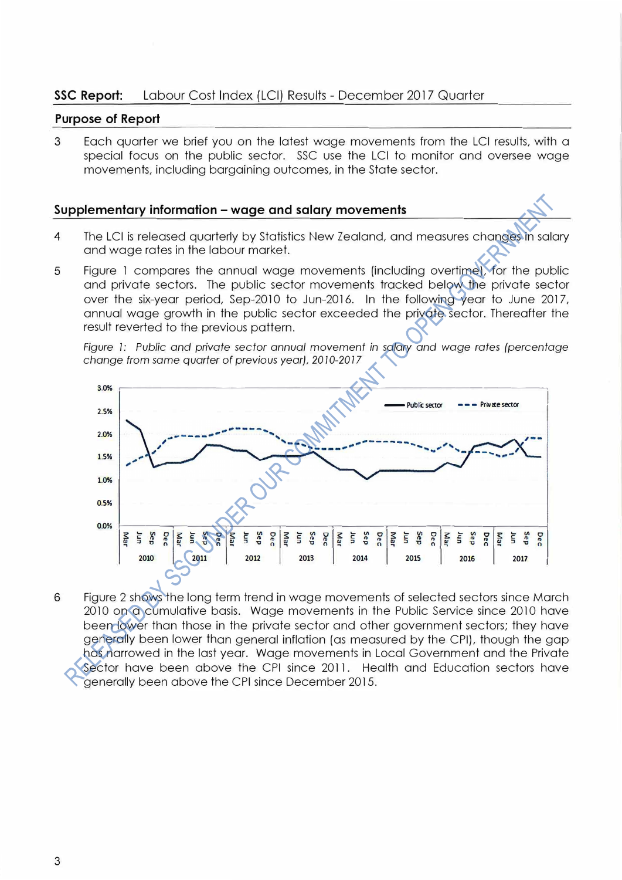**SSC Report:** Labour Cost Index (LCI) Results - December 2017 Quarter

## Purpose of Report

3 Each quarter we brief you on the latest wage movements from the LCI results, with a special focus on the public sector. SSC use the LCI to monitor and oversee wage movements, including bargaining outcomes, in the State sector.

## Supplementary information – wage and salary movements

4 The LCI is released quarterly by Statistics New Zealand, and measures changes in salary and wage rates in the labour market.

5 Figure 1 compares the annual wage movements (including overtime), for the public and private sectors. The public sector movements tracked below the private sector over the six-year period, Sep-2010 to Jun-2016. In the following year to June 2017, annual wage growth in the public sector exceeded the private sector. Thereafter the result reverted to the previous pattern.

*Figure 1: Public and private sector annual movement in salary and wage rates (percentage change from same quarter of previous year), 2010-2017*

6 Figure 2 shows the long term trend in wage movements of selected sectors since March 2010 on a cumulative basis. Wage movements in the Public Service since 2010 have been lower than those in the private sector and other government sectors; they have generally been lower than general inflation (as measured by the CPI), though the gap has narrowed in the last year. Wage movements in Local Government and the Private Sector have been above the CPI since 2011. Health and Education sectors have generally been above the CPI since December 2015.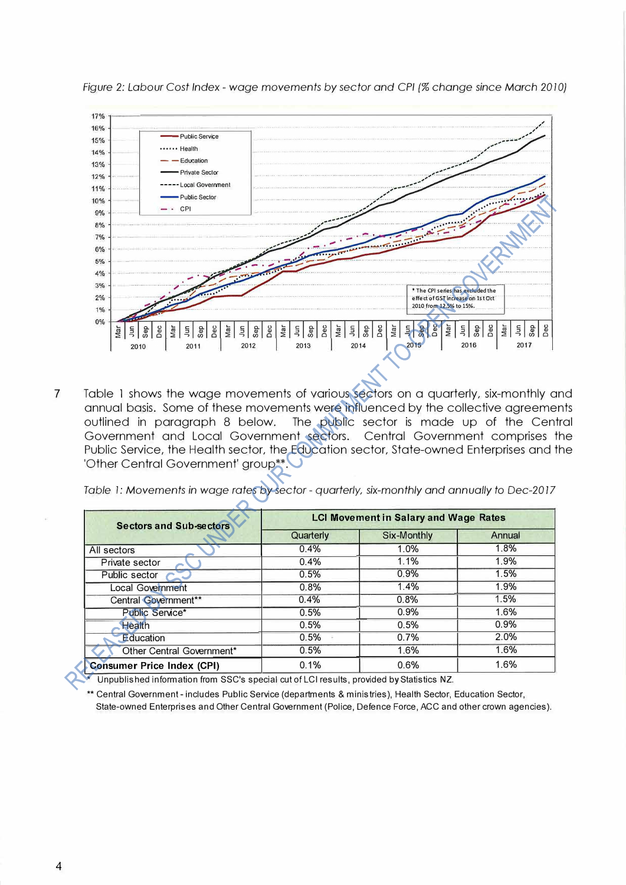*Figure 2: Labour Cost Index - wage movements by sector and CPI (% change since March 2010)*

7 Table 1 shows the wage movements of various sectors on a quarterly, six-monthly and annual basis. Some of these movements were influenced by the collective agreements outlined in paragraph 8 below. The public sector is made up of the Central Government and Local Government sectors. Central Government comprises the Public Service, the Health sector, the Education sector, State-owned Enterprises and the 'Other Central Government' group**.

*Table 1: Movements in wage rates by sector - quarterly, six-monthly and annually to Dec-2017*

| Sectors and Sub-sectors | LCI Movement in Salary and Wage Rates | | |
|---|---|---|---|
| | Quarterly | Six-Monthly | Annual |
| All sectors | 0.4% | 1.0% | 1.8% |
| Private sector | 0.4% | 1.1% | 1.9% |
| Public sector | 0.5% | 0.9% | 1.5% |
| Local Government | 0.8% | 1.4% | 1.9% |
| Central Government** | 0.4% | 0.8% | 1.5% |
| Public Service* | 0.5% | 0.9% | 1.6% |
| Health | 0.5% | 0.5% | 0.9% |
| Education | 0.5% | 0.7% | 2.0% |
| Other Central Government* | 0.5% | 1.6% | 1.6% |
| **Consumer Price Index (CPI)** | 0.1% | 0.6% | 1.6% |

\* Unpublished information from SSC's special cut of LCI results, provided by Statistics NZ.

** Central Government - includes Public Service (departments & ministries), Health Sector, Education Sector, State-owned Enterprises and Other Central Government (Police, Defence Force, ACC and other crown agencies).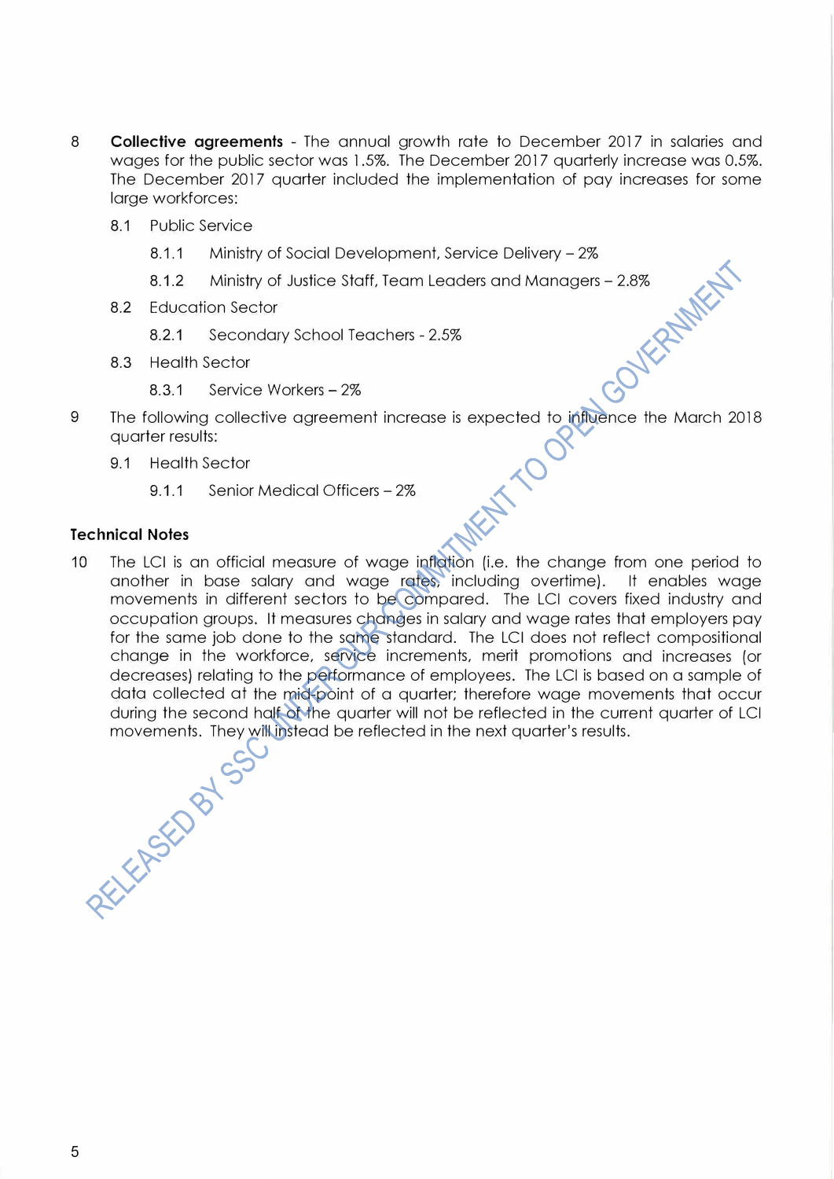8 **Collective agreements** - The annual growth rate to December 2017 in salaries and wages for the public sector was 1.5%. The December 2017 quarterly increase was 0.5%. The December 2017 quarter included the implementation of pay increases for some large workforces:

- 8.1 Public Service
  - 8.1.1 Ministry of Social Development, Service Delivery – 2%
  - 8.1.2 Ministry of Justice Staff, Team Leaders and Managers – 2.8%
- 8.2 Education Sector
  - 8.2.1 Secondary School Teachers - 2.5%
- 8.3 Health Sector
  - 8.3.1 Service Workers – 2%

9 The following collective agreement increase is expected to influence the March 2018 quarter results:

- 9.1 Health Sector
  - 9.1.1 Senior Medical Officers – 2%

**Technical Notes**

10 The LCI is an official measure of wage inflation (i.e. the change from one period to another in base salary and wage rates, including overtime). It enables wage movements in different sectors to be compared. The LCI covers fixed industry and occupation groups. It measures changes in salary and wage rates that employers pay for the same job done to the same standard. The LCI does not reflect compositional change in the workforce, service increments, merit promotions and increases (or decreases) relating to the performance of employees. The LCI is based on a sample of data collected at the mid-point of a quarter; therefore wage movements that occur during the second half of the quarter will not be reflected in the current quarter of LCI movements. They will instead be reflected in the next quarter's results.

RELEASED BY SSC UNDER OUR COMMITMENT TO OPEN GOVERNMENT